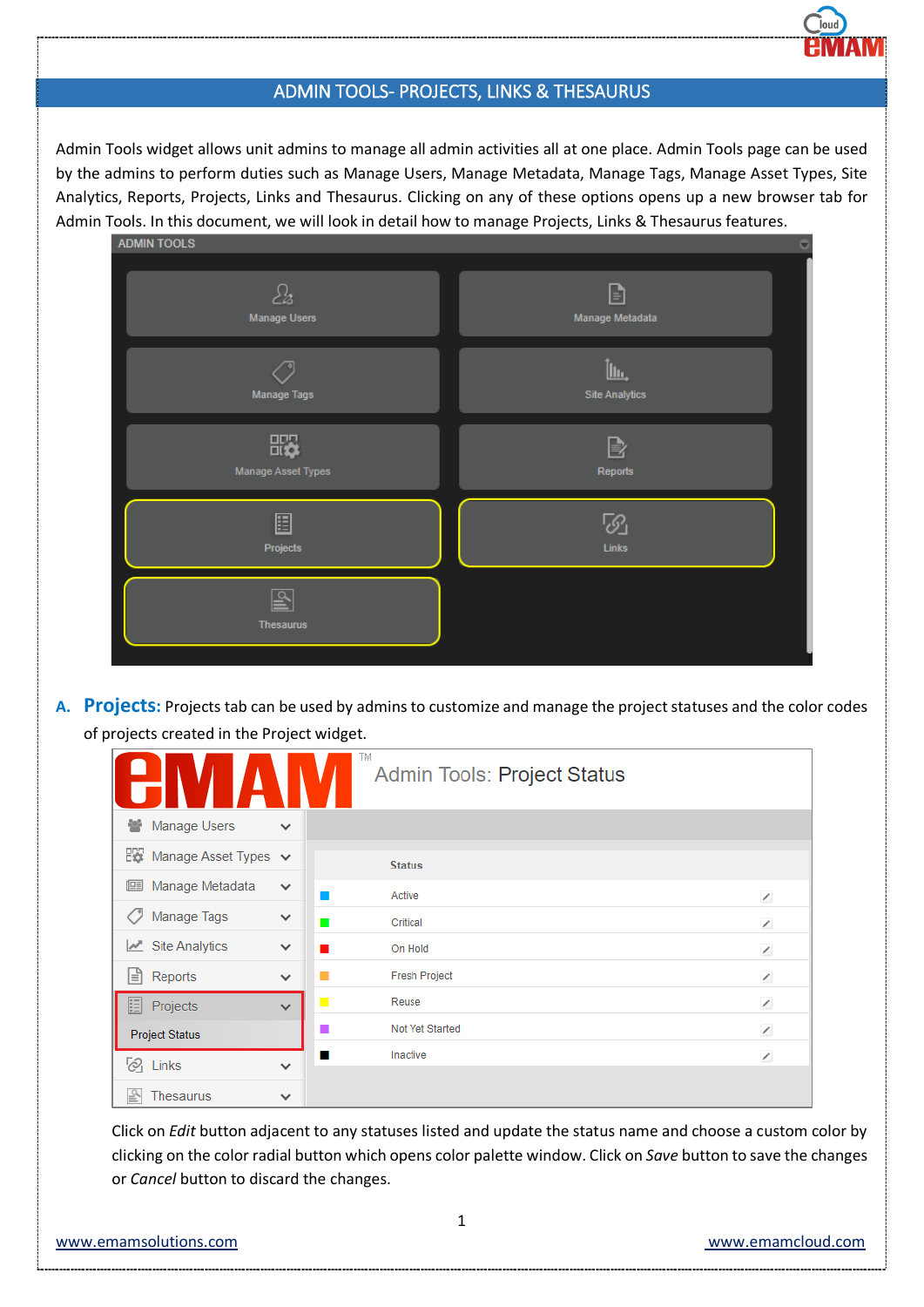# ADMIN TOOLS- PROJECTS, LINKS & THESAURUS

Admin Tools widget allows unit admins to manage all admin activities all at one place. Admin Tools page can be used by the admins to perform duties such as Manage Users, Manage Metadata, Manage Tags, Manage Asset Types, Site Analytics, Reports, Projects, Links and Thesaurus. Clicking on any of these options opens up a new browser tab for Admin Tools. In this document, we will look in detail how to manage Projects, Links & Thesaurus features.

A. **Projects:** Projects tab can be used by admins to customize and manage the project statuses and the color codes of projects created in the Project widget.

Click on *Edit* button adjacent to any statuses listed and update the status name and choose a custom color by clicking on the color radial button which opens color palette window. Click on *Save* button to save the changes or *Cancel* button to discard the changes.

www.emamsolutions.com www.emamcloud.com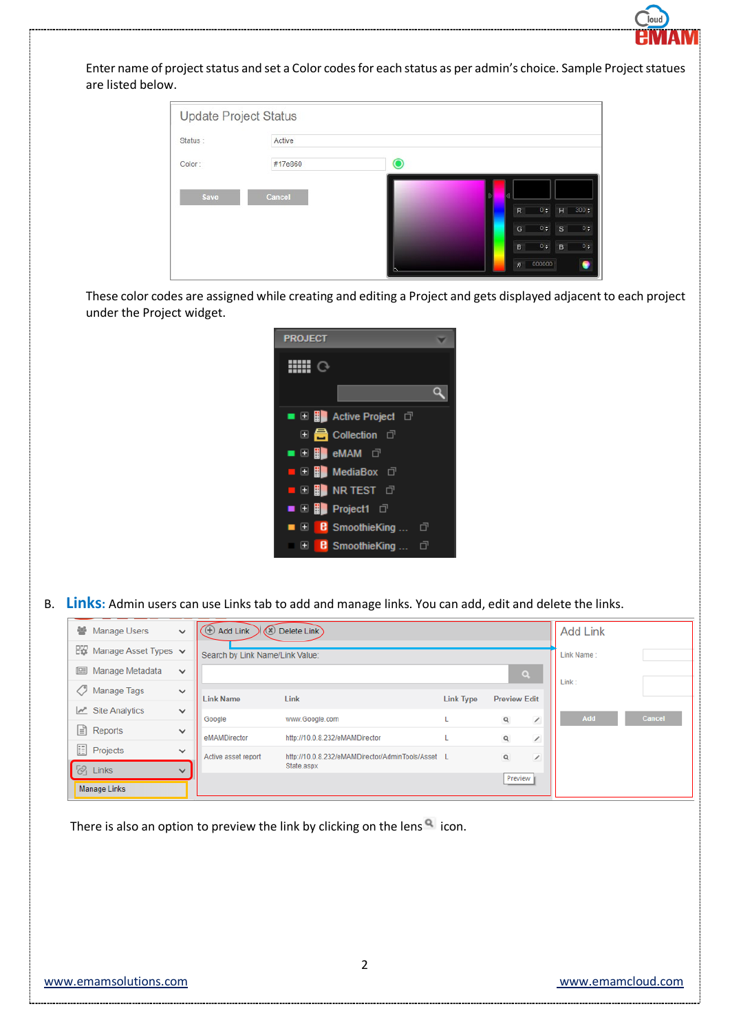Enter name of project status and set a Color codes for each status as per admin's choice. Sample Project statues are listed below.

These color codes are assigned while creating and editing a Project and gets displayed adjacent to each project under the Project widget.

B. **Links:** Admin users can use Links tab to add and manage links. You can add, edit and delete the links.

There is also an option to preview the link by clicking on the lens icon.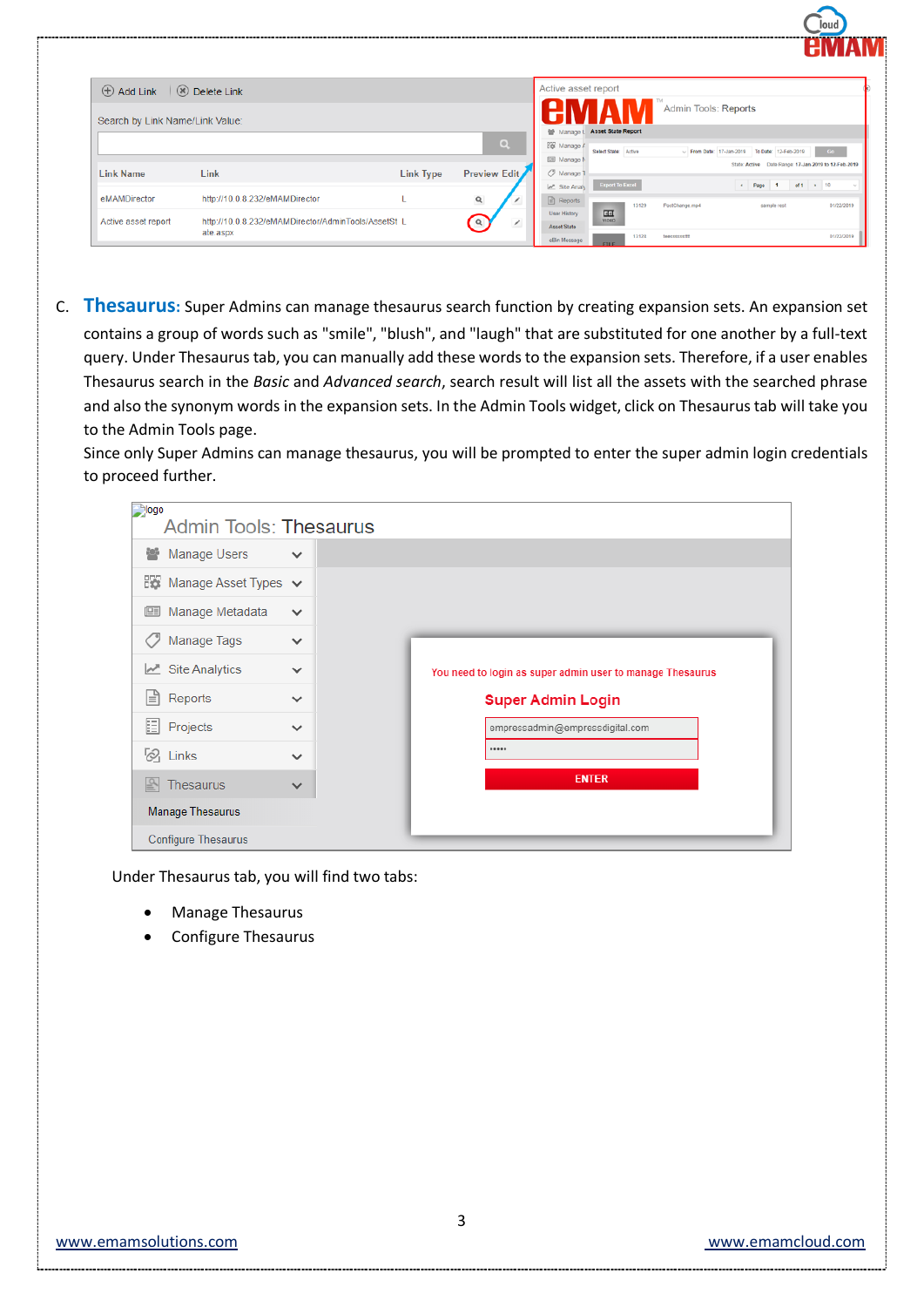C. **Thesaurus:** Super Admins can manage thesaurus search function by creating expansion sets. An expansion set contains a group of words such as "smile", "blush", and "laugh" that are substituted for one another by a full-text query. Under Thesaurus tab, you can manually add these words to the expansion sets. Therefore, if a user enables Thesaurus search in the *Basic* and *Advanced search*, search result will list all the assets with the searched phrase and also the synonym words in the expansion sets. In the Admin Tools widget, click on Thesaurus tab will take you to the Admin Tools page.

Since only Super Admins can manage thesaurus, you will be prompted to enter the super admin login credentials to proceed further.

Under Thesaurus tab, you will find two tabs:

- Manage Thesaurus
- Configure Thesaurus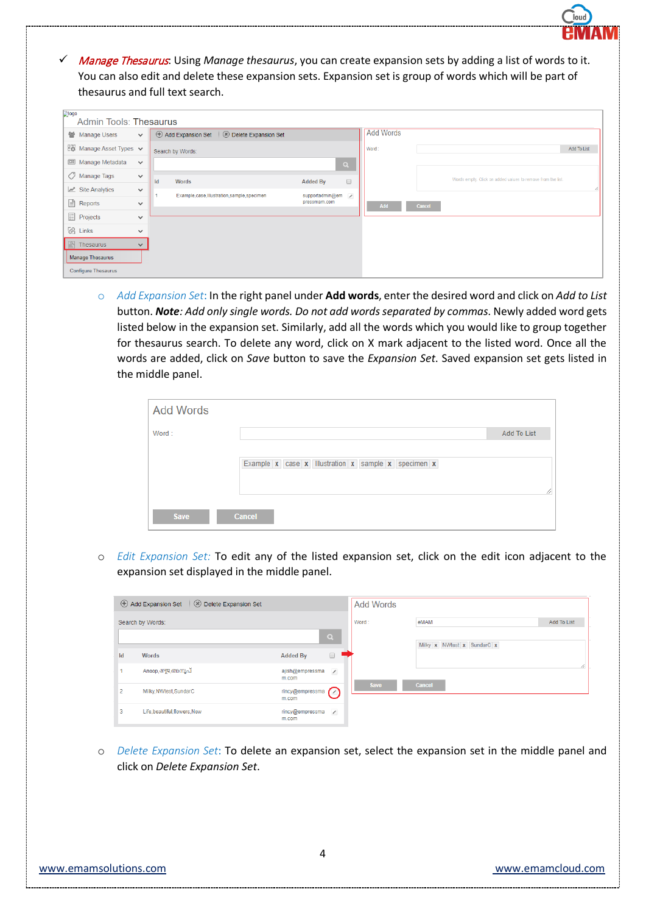- ✓ *Manage Thesaurus*: Using *Manage thesaurus*, you can create expansion sets by adding a list of words to it. You can also edit and delete these expansion sets. Expansion set is group of words which will be part of thesaurus and full text search.

  - *Add Expansion Set*: In the right panel under **Add words**, enter the desired word and click on *Add to List* button. ***Note****: Add only single words. Do not add words separated by commas*. Newly added word gets listed below in the expansion set. Similarly, add all the words which you would like to group together for thesaurus search. To delete any word, click on X mark adjacent to the listed word. Once all the words are added, click on *Save* button to save the *Expansion Set*. Saved expansion set gets listed in the middle panel.

  - *Edit Expansion Set:* To edit any of the listed expansion set, click on the edit icon adjacent to the expansion set displayed in the middle panel.

  - *Delete Expansion Set*: To delete an expansion set, select the expansion set in the middle panel and click on *Delete Expansion Set*.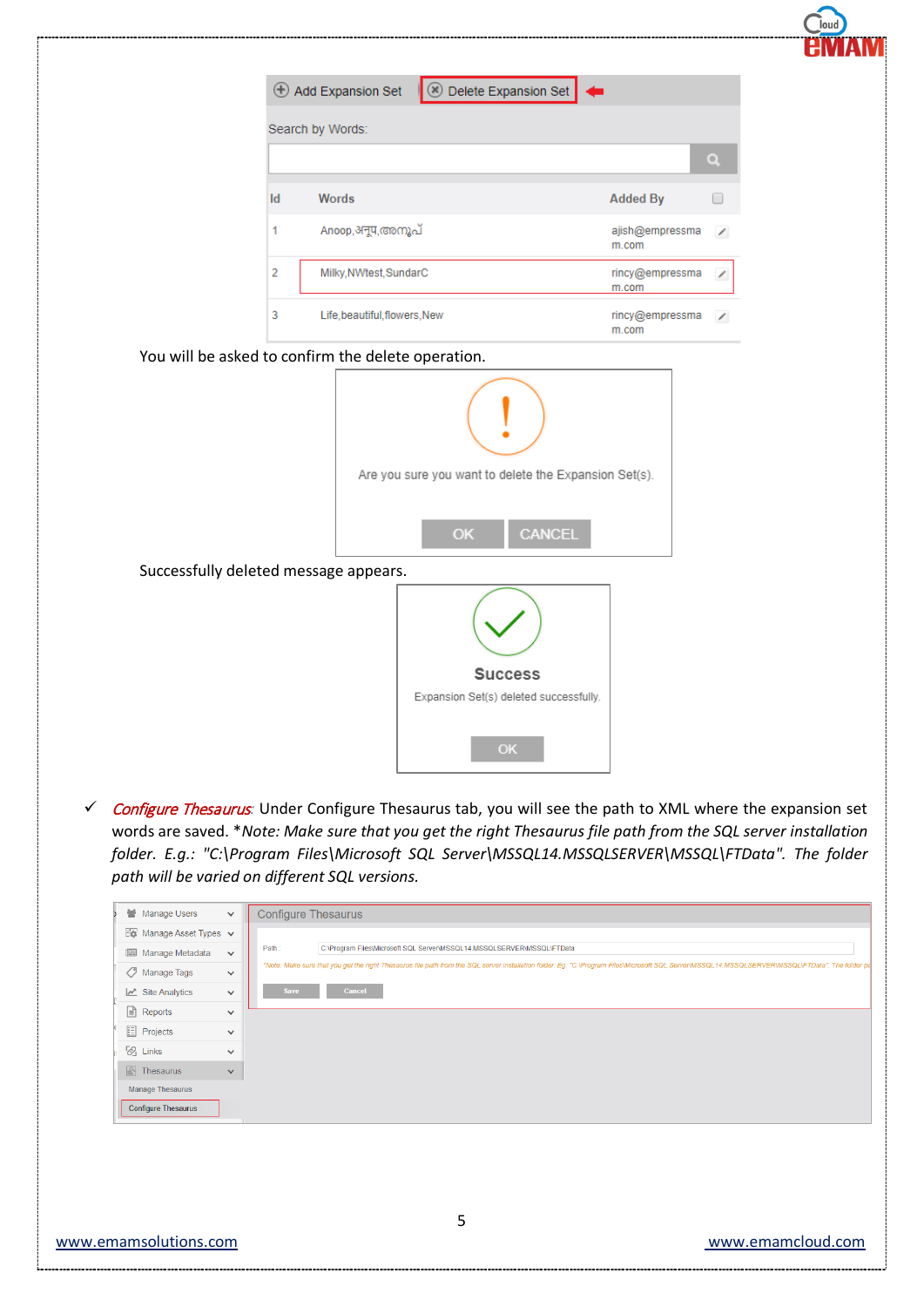| Id | Words | Added By |
| --- | --- | --- |
| 1 | Anoop,अनूप,അനൂപ് | ajish@empressmam.com |
| 2 | Milky,NWtest,SundarC | rincy@empressmam.com |
| 3 | Life,beautiful,flowers,New | rincy@empressmam.com |

You will be asked to confirm the delete operation.

Are you sure you want to delete the Expansion Set(s).

OK CANCEL

Successfully deleted message appears.

**Success**

Expansion Set(s) deleted successfully.

OK

- ✓ *Configure Thesaurus*: Under Configure Thesaurus tab, you will see the path to XML where the expansion set words are saved. **Note: Make sure that you get the right Thesaurus file path from the SQL server installation folder. E.g.: "C:\Program Files\Microsoft SQL Server\MSSQL14.MSSQLSERVER\MSSQL\FTData". The folder path will be varied on different SQL versions.*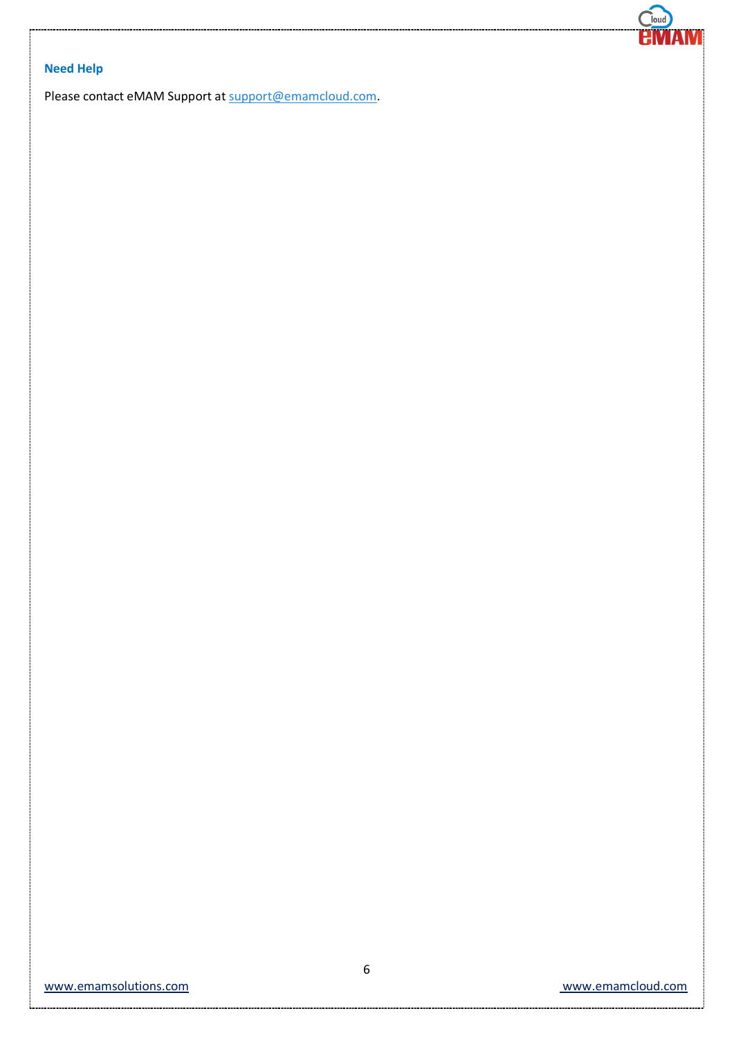### Need Help

Please contact eMAM Support at support@emamcloud.com.